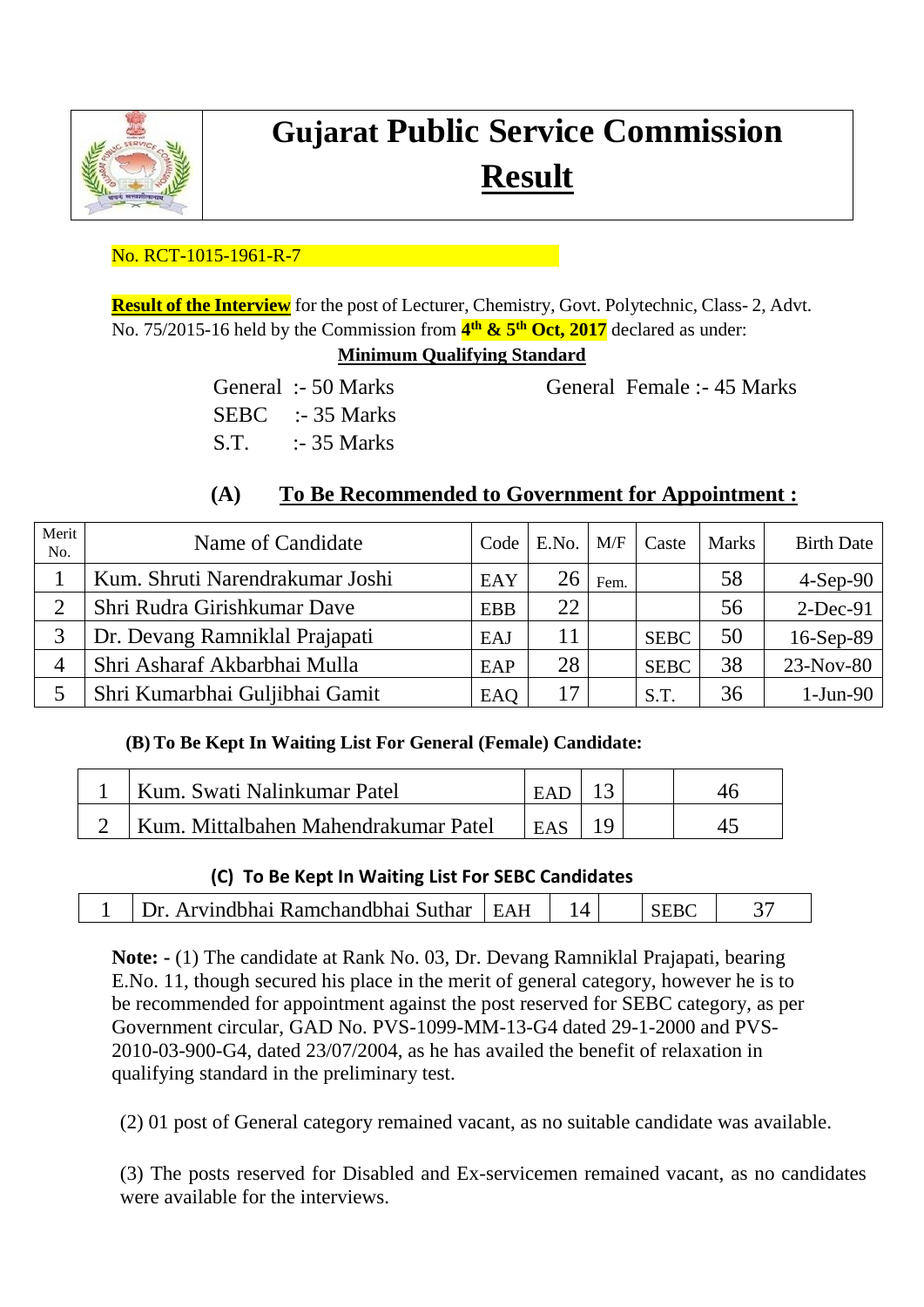# Gujarat Public Service Commission

## Result

No. RCT-1015-1961-R-7

**Result of the Interview** for the post of Lecturer, Chemistry, Govt. Polytechnic, Class- 2, Advt. No. 75/2015-16 held by the Commission from **4th & 5th Oct, 2017** declared as under:

**Minimum Qualifying Standard**

General :- 50 Marks  General Female :- 45 Marks

SEBC :- 35 Marks

S.T. :- 35 Marks

### (A) To Be Recommended to Government for Appointment :

| Merit No. | Name of Candidate | Code | E.No. | M/F | Caste | Marks | Birth Date |
|---|---|---|---|---|---|---|---|
| 1 | Kum. Shruti Narendrakumar Joshi | EAY | 26 | Fem. | | 58 | 4-Sep-90 |
| 2 | Shri Rudra Girishkumar Dave | EBB | 22 | | | 56 | 2-Dec-91 |
| 3 | Dr. Devang Ramniklal Prajapati | EAJ | 11 | | SEBC | 50 | 16-Sep-89 |
| 4 | Shri Asharaf Akbarbhai Mulla | EAP | 28 | | SEBC | 38 | 23-Nov-80 |
| 5 | Shri Kumarbhai Guljibhai Gamit | EAQ | 17 | | S.T. | 36 | 1-Jun-90 |

**(B) To Be Kept In Waiting List For General (Female) Candidate:**

| | | | | | |
|---|---|---|---|---|---|
| 1 | Kum. Swati Nalinkumar Patel | EAD | 13 | | 46 |
| 2 | Kum. Mittalbahen Mahendrakumar Patel | EAS | 19 | | 45 |

**(C) To Be Kept In Waiting List For SEBC Candidates**

| | | | | | | |
|---|---|---|---|---|---|---|
| 1 | Dr. Arvindbhai Ramchandbhai Suthar | EAH | 14 | | SEBC | 37 |

**Note: -** (1) The candidate at Rank No. 03, Dr. Devang Ramniklal Prajapati, bearing E.No. 11, though secured his place in the merit of general category, however he is to be recommended for appointment against the post reserved for SEBC category, as per Government circular, GAD No. PVS-1099-MM-13-G4 dated 29-1-2000 and PVS-2010-03-900-G4, dated 23/07/2004, as he has availed the benefit of relaxation in qualifying standard in the preliminary test.

(2) 01 post of General category remained vacant, as no suitable candidate was available.

(3) The posts reserved for Disabled and Ex-servicemen remained vacant, as no candidates were available for the interviews.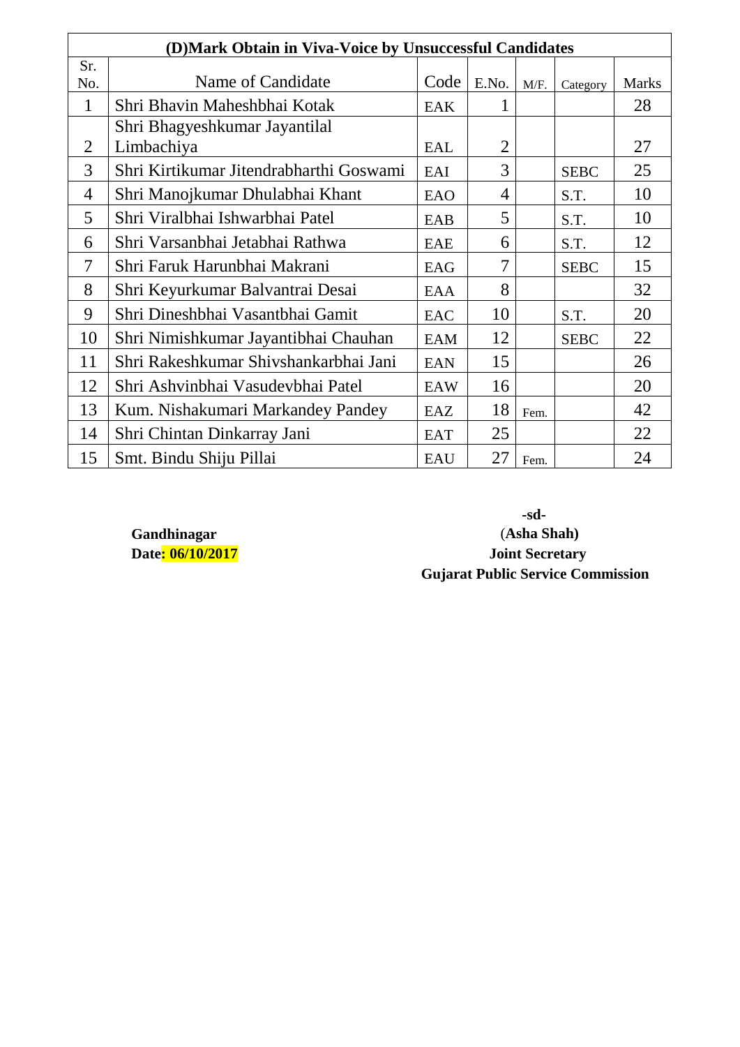| (D)Mark Obtain in Viva-Voice by Unsuccessful Candidates | | | | | | |
|---|---|---|---|---|---|---|
| Sr. No. | Name of Candidate | Code | E.No. | M/F. | Category | Marks |
| 1 | Shri Bhavin Maheshbhai Kotak | EAK | 1 | | | 28 |
| 2 | Shri Bhagyeshkumar Jayantilal Limbachiya | EAL | 2 | | | 27 |
| 3 | Shri Kirtikumar Jitendrabharthi Goswami | EAI | 3 | | SEBC | 25 |
| 4 | Shri Manojkumar Dhulabhai Khant | EAO | 4 | | S.T. | 10 |
| 5 | Shri Viralbhai Ishwarbhai Patel | EAB | 5 | | S.T. | 10 |
| 6 | Shri Varsanbhai Jetabhai Rathwa | EAE | 6 | | S.T. | 12 |
| 7 | Shri Faruk Harunbhai Makrani | EAG | 7 | | SEBC | 15 |
| 8 | Shri Keyurkumar Balvantrai Desai | EAA | 8 | | | 32 |
| 9 | Shri Dineshbhai Vasantbhai Gamit | EAC | 10 | | S.T. | 20 |
| 10 | Shri Nimishkumar Jayantibhai Chauhan | EAM | 12 | | SEBC | 22 |
| 11 | Shri Rakeshkumar Shivshankarbhai Jani | EAN | 15 | | | 26 |
| 12 | Shri Ashvinbhai Vasudevbhai Patel | EAW | 16 | | | 20 |
| 13 | Kum. Nishakumari Markandey Pandey | EAZ | 18 | Fem. | | 42 |
| 14 | Shri Chintan Dinkarray Jani | EAT | 25 | | | 22 |
| 15 | Smt. Bindu Shiju Pillai | EAU | 27 | Fem. | | 24 |

**Gandhinagar**
**Date: 06/10/2017**

**-sd-**
**(Asha Shah)**
**Joint Secretary**
**Gujarat Public Service Commission**